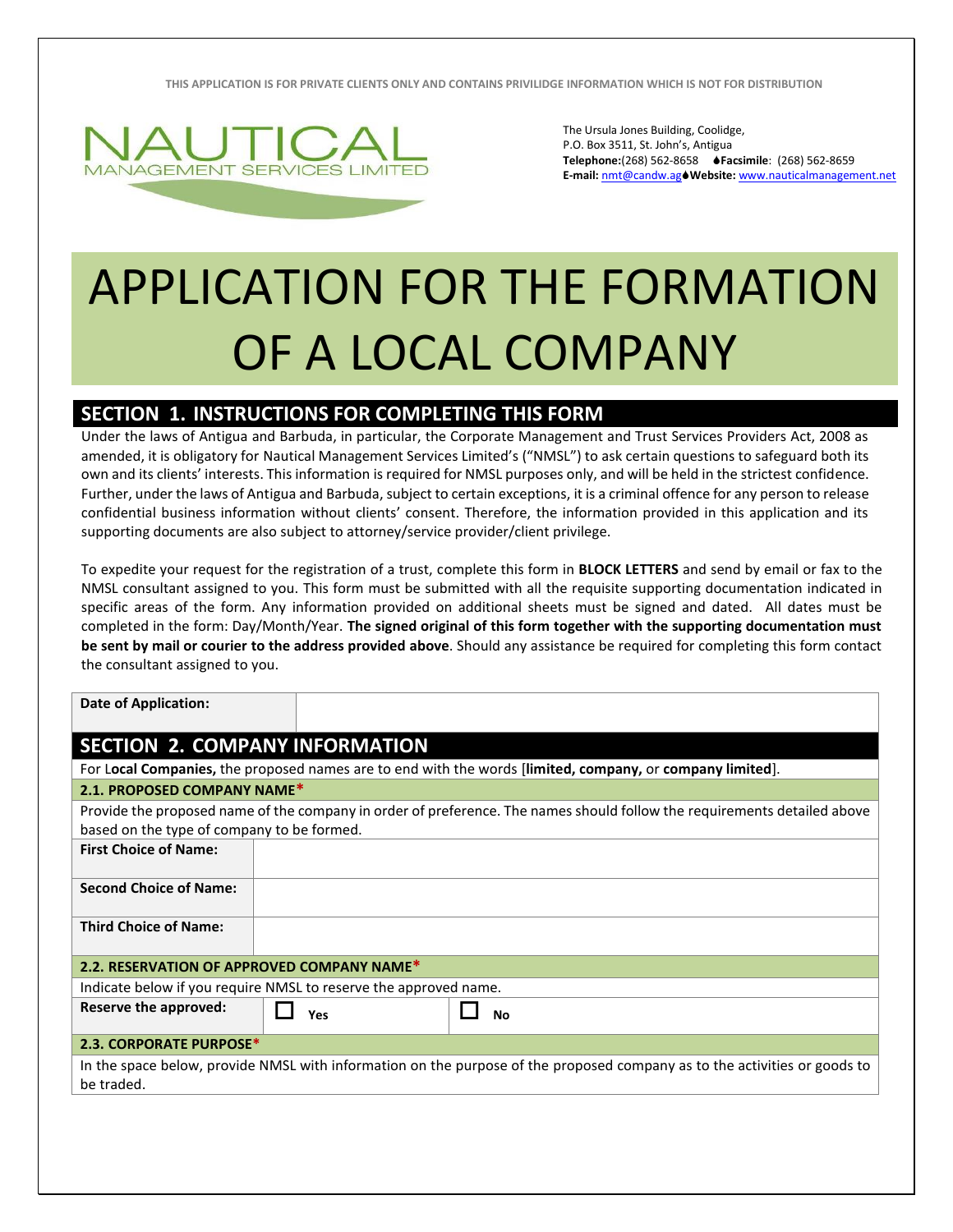THIS APPLICATION IS FOR PRIVATE CLIENTS ONLY AND CONTAINS PRIVILIDGE INFORMATION WHICH IS NOT FOR DISTRIBUTION

NAUTICAL MANAGEMENT SERVICES LIMITED

The Ursula Jones Building, Coolidge,
P.O. Box 3511, St. John's, Antigua
**Telephone:**(268) 562-8658 **Facsimile**: (268) 562-8659
**E-mail:** nmt@candw.ag **Website:** www.nauticalmanagement.net

# APPLICATION FOR THE FORMATION OF A LOCAL COMPANY

## SECTION 1. INSTRUCTIONS FOR COMPLETING THIS FORM

Under the laws of Antigua and Barbuda, in particular, the Corporate Management and Trust Services Providers Act, 2008 as amended, it is obligatory for Nautical Management Services Limited's ("NMSL") to ask certain questions to safeguard both its own and its clients' interests. This information is required for NMSL purposes only, and will be held in the strictest confidence. Further, under the laws of Antigua and Barbuda, subject to certain exceptions, it is a criminal offence for any person to release confidential business information without clients' consent. Therefore, the information provided in this application and its supporting documents are also subject to attorney/service provider/client privilege.

To expedite your request for the registration of a trust, complete this form in **BLOCK LETTERS** and send by email or fax to the NMSL consultant assigned to you. This form must be submitted with all the requisite supporting documentation indicated in specific areas of the form. Any information provided on additional sheets must be signed and dated. All dates must be completed in the form: Day/Month/Year. **The signed original of this form together with the supporting documentation must be sent by mail or courier to the address provided above**. Should any assistance be required for completing this form contact the consultant assigned to you.

| **Date of Application:** | |
|---|---|

## SECTION 2. COMPANY INFORMATION

For L**ocal Companies,** the proposed names are to end with the words [**limited, company,** or **company limited**].

### 2.1. PROPOSED COMPANY NAME*

Provide the proposed name of the company in order of preference. The names should follow the requirements detailed above based on the type of company to be formed.

| | |
|---|---|
| **First Choice of Name:** | |
| **Second Choice of Name:** | |
| **Third Choice of Name:** | |

### 2.2. RESERVATION OF APPROVED COMPANY NAME*

Indicate below if you require NMSL to reserve the approved name.

| | | |
|---|---|---|
| **Reserve the approved:** | ☐ **Yes** | ☐ **No** |

### 2.3. CORPORATE PURPOSE*

In the space below, provide NMSL with information on the purpose of the proposed company as to the activities or goods to be traded.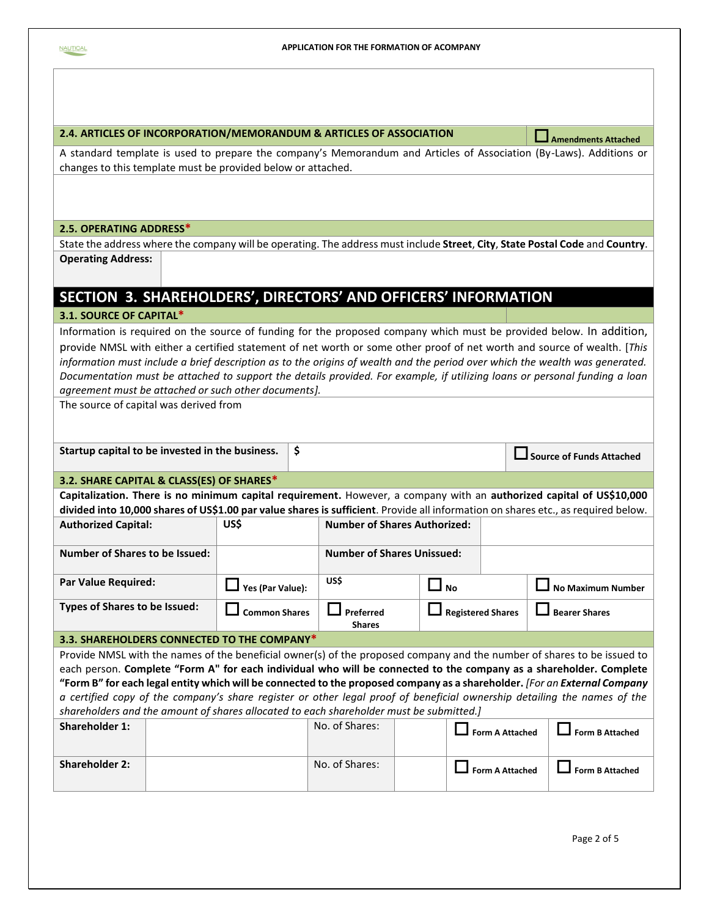### 2.4. ARTICLES OF INCORPORATION/MEMORANDUM & ARTICLES OF ASSOCIATION

☐ Amendments Attached

A standard template is used to prepare the company's Memorandum and Articles of Association (By-Laws). Additions or changes to this template must be provided below or attached.

### 2.5. OPERATING ADDRESS*

State the address where the company will be operating. The address must include **Street**, **City**, **State Postal Code** and **Country**.

| **Operating Address:** | |
|---|---|

## SECTION 3. SHAREHOLDERS', DIRECTORS' AND OFFICERS' INFORMATION

### 3.1. SOURCE OF CAPITAL*

Information is required on the source of funding for the proposed company which must be provided below. In addition, provide NMSL with either a certified statement of net worth or some other proof of net worth and source of wealth. [*This information must include a brief description as to the origins of wealth and the period over which the wealth was generated. Documentation must be attached to support the details provided. For example, if utilizing loans or personal funding a loan agreement must be attached or such other documents*].

The source of capital was derived from

| **Startup capital to be invested in the business.** | $ | ☐ **Source of Funds Attached** |
|---|---|---|

### 3.2. SHARE CAPITAL & CLASS(ES) OF SHARES*

**Capitalization. There is no minimum capital requirement.** However, a company with an **authorized capital of US$10,000 divided into 10,000 shares of US$1.00 par value shares is sufficient**. Provide all information on shares etc., as required below.

| **Authorized Capital:** | US$ | **Number of Shares Authorized:** | | |
|---|---|---|---|---|
| **Number of Shares to be Issued:** | | **Number of Shares Unissued:** | | |
| **Par Value Required:** | ☐ **Yes (Par Value):** | US$ | ☐ **No** | ☐ **No Maximum Number** |
| **Types of Shares to be Issued:** | ☐ **Common Shares** | ☐ **Preferred Shares** | ☐ **Registered Shares** | ☐ **Bearer Shares** |

### 3.3. SHAREHOLDERS CONNECTED TO THE COMPANY*

Provide NMSL with the names of the beneficial owner(s) of the proposed company and the number of shares to be issued to each person. **Complete "Form A" for each individual who will be connected to the company as a shareholder. Complete "Form B" for each legal entity which will be connected to the proposed company as a shareholder.** [*For an **External Company** a certified copy of the company's share register or other legal proof of beneficial ownership detailing the names of the shareholders and the amount of shares allocated to each shareholder must be submitted.*]

| **Shareholder 1:** | | No. of Shares: | | ☐ **Form A Attached** | ☐ **Form B Attached** |
|---|---|---|---|---|---|
| **Shareholder 2:** | | No. of Shares: | | ☐ **Form A Attached** | ☐ **Form B Attached** |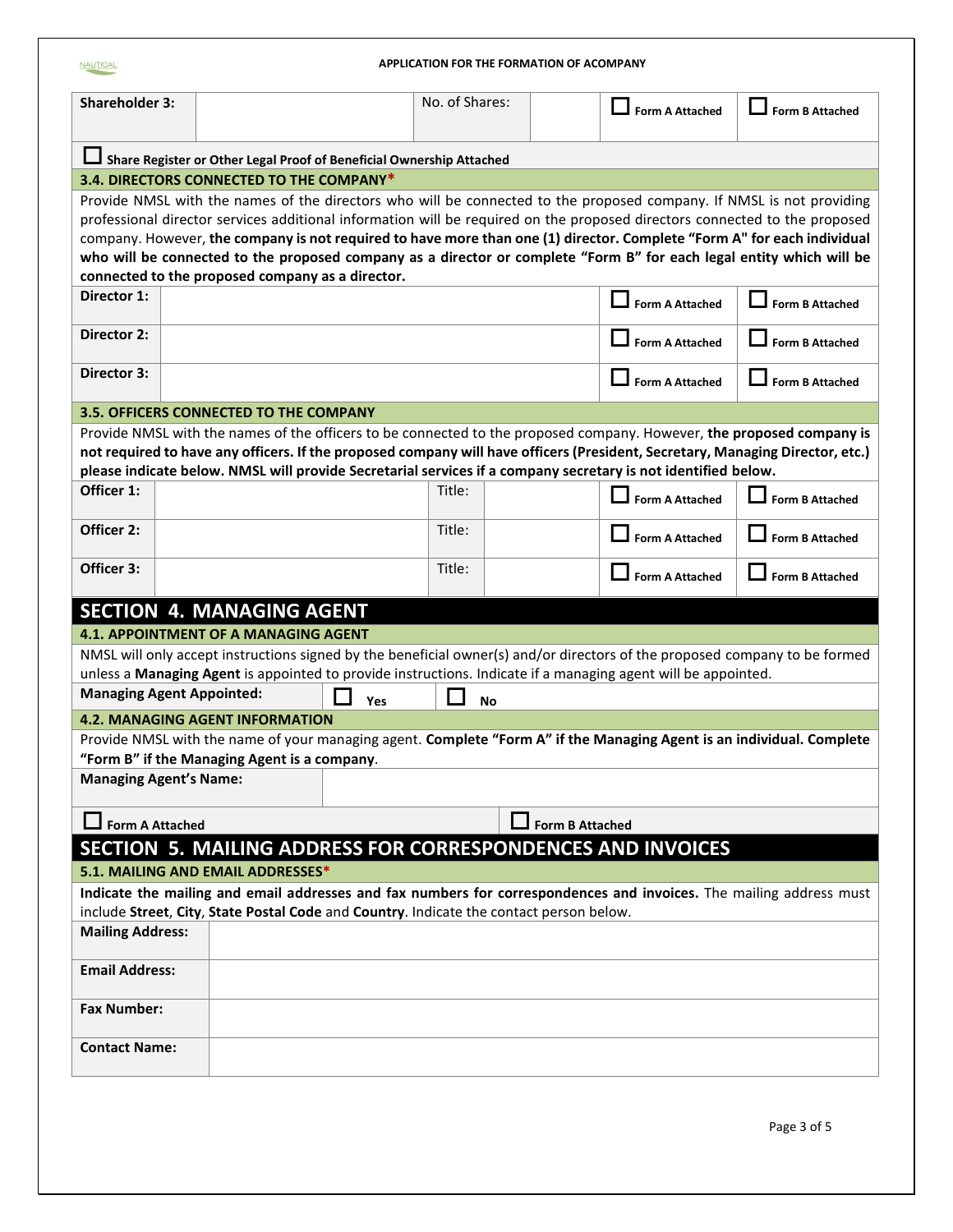| Shareholder 3: | | No. of Shares: | | ☐ Form A Attached | ☐ Form B Attached |
|---|---|---|---|---|---|

☐ **Share Register or Other Legal Proof of Beneficial Ownership Attached**

### 3.4. DIRECTORS CONNECTED TO THE COMPANY*

Provide NMSL with the names of the directors who will be connected to the proposed company. If NMSL is not providing professional director services additional information will be required on the proposed directors connected to the proposed company. However, **the company is not required to have more than one (1) director. Complete "Form A" for each individual who will be connected to the proposed company as a director or complete "Form B" for each legal entity which will be connected to the proposed company as a director.**

| Director | Name | Form A | Form B |
|---|---|---|---|
| Director 1: | | ☐ Form A Attached | ☐ Form B Attached |
| Director 2: | | ☐ Form A Attached | ☐ Form B Attached |
| Director 3: | | ☐ Form A Attached | ☐ Form B Attached |

### 3.5. OFFICERS CONNECTED TO THE COMPANY

Provide NMSL with the names of the officers to be connected to the proposed company. However, **the proposed company is not required to have any officers. If the proposed company will have officers (President, Secretary, Managing Director, etc.) please indicate below. NMSL will provide Secretarial services if a company secretary is not identified below.**

| Officer | Name | Title: | | Form A | Form B |
|---|---|---|---|---|---|
| Officer 1: | | Title: | | ☐ Form A Attached | ☐ Form B Attached |
| Officer 2: | | Title: | | ☐ Form A Attached | ☐ Form B Attached |
| Officer 3: | | Title: | | ☐ Form A Attached | ☐ Form B Attached |

## SECTION 4. MANAGING AGENT

### 4.1. APPOINTMENT OF A MANAGING AGENT

NMSL will only accept instructions signed by the beneficial owner(s) and/or directors of the proposed company to be formed unless a **Managing Agent** is appointed to provide instructions. Indicate if a managing agent will be appointed.

**Managing Agent Appointed:** ☐ Yes ☐ No

### 4.2. MANAGING AGENT INFORMATION

Provide NMSL with the name of your managing agent. **Complete "Form A" if the Managing Agent is an individual. Complete "Form B" if the Managing Agent is a company**.

| Managing Agent's Name: | |
|---|---|

☐ **Form A Attached** ☐ **Form B Attached**

## SECTION 5. MAILING ADDRESS FOR CORRESPONDENCES AND INVOICES

### 5.1. MAILING AND EMAIL ADDRESSES*

**Indicate the mailing and email addresses and fax numbers for correspondences and invoices.** The mailing address must include **Street**, **City**, **State Postal Code** and **Country**. Indicate the contact person below.

| Field | |
|---|---|
| Mailing Address: | |
| Email Address: | |
| Fax Number: | |
| Contact Name: | |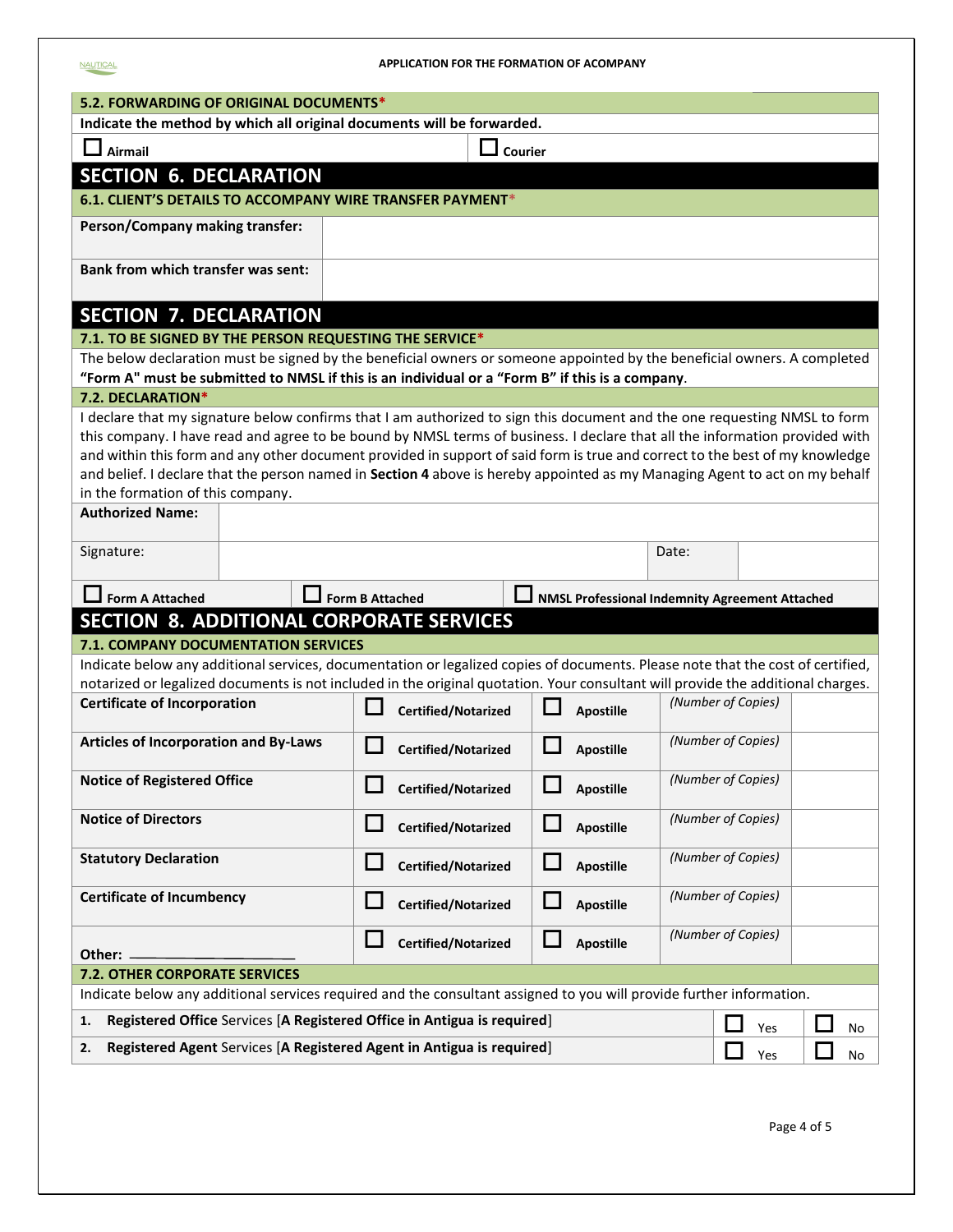### 5.2. FORWARDING OF ORIGINAL DOCUMENTS*

**Indicate the method by which all original documents will be forwarded.**

☐ **Airmail** ☐ **Courier**

## SECTION 6. DECLARATION

### 6.1. CLIENT'S DETAILS TO ACCOMPANY WIRE TRANSFER PAYMENT*

| | |
|---|---|
| **Person/Company making transfer:** | |
| **Bank from which transfer was sent:** | |

## SECTION 7. DECLARATION

### 7.1. TO BE SIGNED BY THE PERSON REQUESTING THE SERVICE*

The below declaration must be signed by the beneficial owners or someone appointed by the beneficial owners. A completed **"Form A" must be submitted to NMSL if this is an individual or a "Form B" if this is a company**.

### 7.2. DECLARATION*

I declare that my signature below confirms that I am authorized to sign this document and the one requesting NMSL to form this company. I have read and agree to be bound by NMSL terms of business. I declare that all the information provided with and within this form and any other document provided in support of said form is true and correct to the best of my knowledge and belief. I declare that the person named in **Section 4** above is hereby appointed as my Managing Agent to act on my behalf in the formation of this company.

| | | | |
|---|---|---|---|
| **Authorized Name:** | | | |
| Signature: | | Date: | |

☐ **Form A Attached** ☐ **Form B Attached** ☐ **NMSL Professional Indemnity Agreement Attached**

## SECTION 8. ADDITIONAL CORPORATE SERVICES

### 7.1. COMPANY DOCUMENTATION SERVICES

Indicate below any additional services, documentation or legalized copies of documents. Please note that the cost of certified, notarized or legalized documents is not included in the original quotation. Your consultant will provide the additional charges.

| | | | | |
|---|---|---|---|---|
| **Certificate of Incorporation** | ☐ **Certified/Notarized** | ☐ **Apostille** | *(Number of Copies)* | |
| **Articles of Incorporation and By-Laws** | ☐ **Certified/Notarized** | ☐ **Apostille** | *(Number of Copies)* | |
| **Notice of Registered Office** | ☐ **Certified/Notarized** | ☐ **Apostille** | *(Number of Copies)* | |
| **Notice of Directors** | ☐ **Certified/Notarized** | ☐ **Apostille** | *(Number of Copies)* | |
| **Statutory Declaration** | ☐ **Certified/Notarized** | ☐ **Apostille** | *(Number of Copies)* | |
| **Certificate of Incumbency** | ☐ **Certified/Notarized** | ☐ **Apostille** | *(Number of Copies)* | |
| **Other:** ____________ | ☐ **Certified/Notarized** | ☐ **Apostille** | *(Number of Copies)* | |

### 7.2. OTHER CORPORATE SERVICES

Indicate below any additional services required and the consultant assigned to you will provide further information.

| | | |
|---|---|---|
| **1. Registered Office** Services [**A Registered Office in Antigua is required**] | ☐ Yes | ☐ No |
| **2. Registered Agent** Services [**A Registered Agent in Antigua is required**] | ☐ Yes | ☐ No |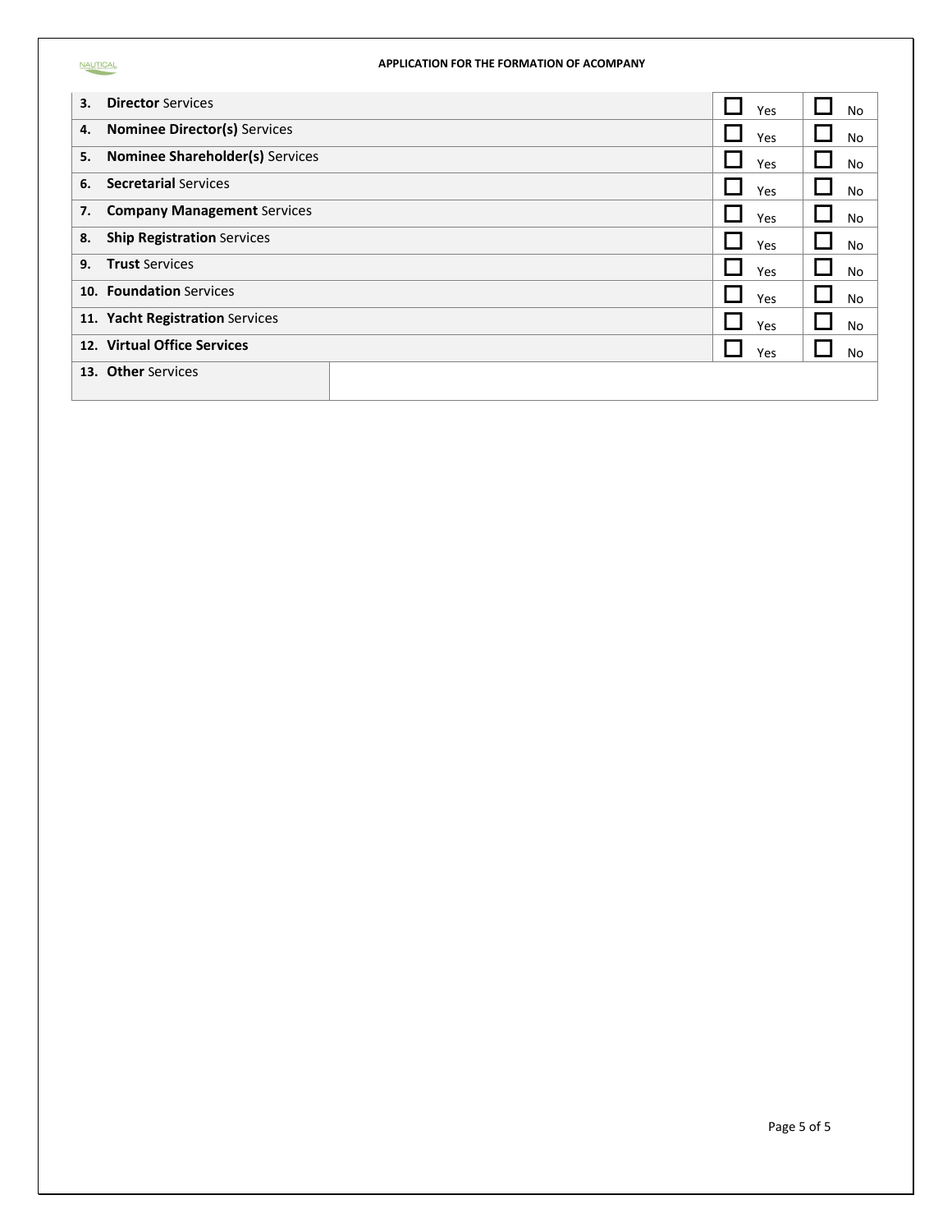| | | |
|---|---|---|
| 3. **Director** Services | ☐ Yes | ☐ No |
| 4. **Nominee Director(s)** Services | ☐ Yes | ☐ No |
| 5. **Nominee Shareholder(s)** Services | ☐ Yes | ☐ No |
| 6. **Secretarial** Services | ☐ Yes | ☐ No |
| 7. **Company Management** Services | ☐ Yes | ☐ No |
| 8. **Ship Registration** Services | ☐ Yes | ☐ No |
| 9. **Trust** Services | ☐ Yes | ☐ No |
| 10. **Foundation** Services | ☐ Yes | ☐ No |
| 11. **Yacht Registration** Services | ☐ Yes | ☐ No |
| 12. **Virtual Office Services** | ☐ Yes | ☐ No |
| 13. **Other** Services | | |